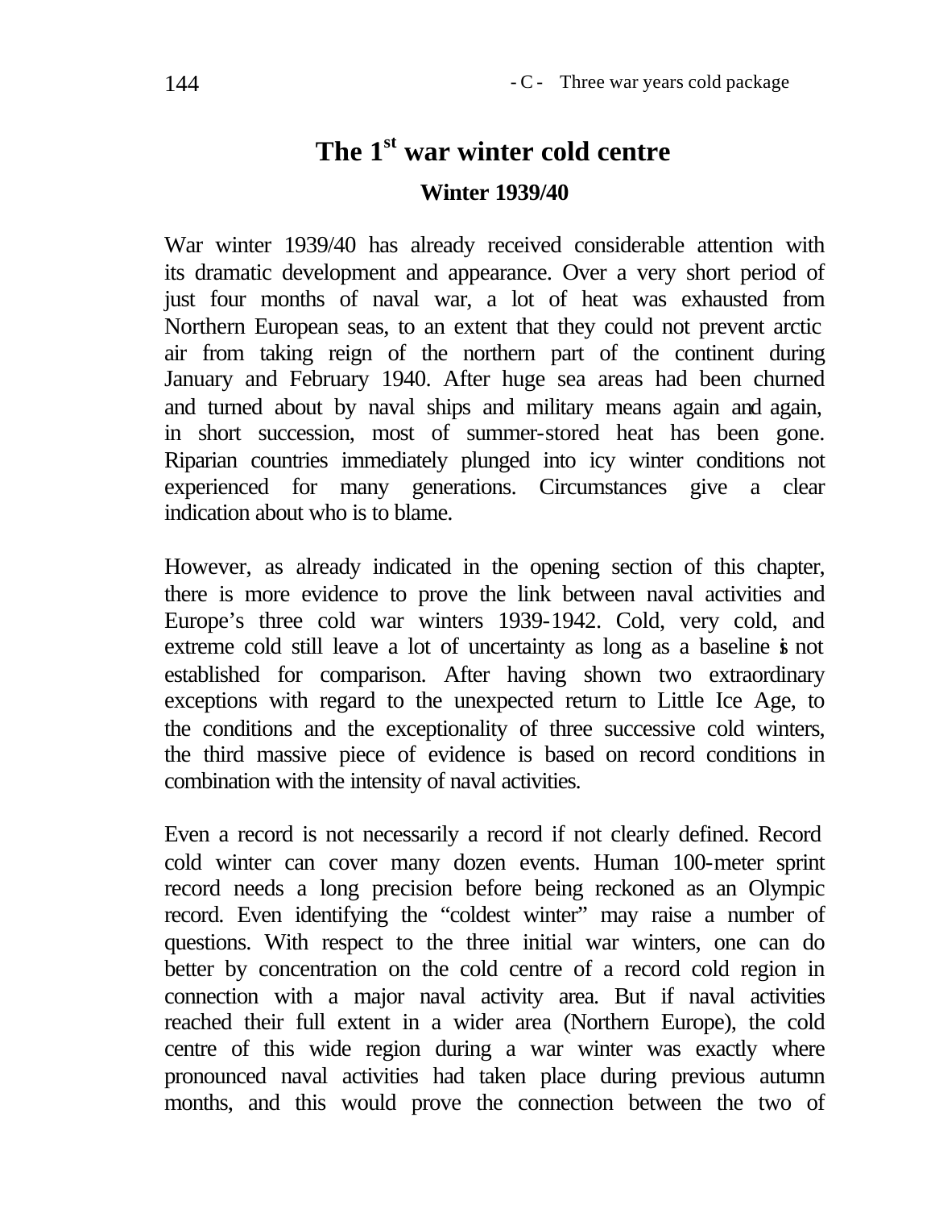# The 1st war winter cold centre

## Winter 1939/40

War winter 1939/40 has already received considerable attention with its dramatic development and appearance. Over a very short period of just four months of naval war, a lot of heat was exhausted from Northern European seas, to an extent that they could not prevent arctic air from taking reign of the northern part of the continent during January and February 1940. After huge sea areas had been churned and turned about by naval ships and military means again and again, in short succession, most of summer-stored heat has been gone. Riparian countries immediately plunged into icy winter conditions not experienced for many generations. Circumstances give a clear indication about who is to blame.

However, as already indicated in the opening section of this chapter, there is more evidence to prove the link between naval activities and Europe's three cold war winters 1939-1942. Cold, very cold, and extreme cold still leave a lot of uncertainty as long as a baseline is not established for comparison. After having shown two extraordinary exceptions with regard to the unexpected return to Little Ice Age, to the conditions and the exceptionality of three successive cold winters, the third massive piece of evidence is based on record conditions in combination with the intensity of naval activities.

Even a record is not necessarily a record if not clearly defined. Record cold winter can cover many dozen events. Human 100-meter sprint record needs a long precision before being reckoned as an Olympic record. Even identifying the "coldest winter" may raise a number of questions. With respect to the three initial war winters, one can do better by concentration on the cold centre of a record cold region in connection with a major naval activity area. But if naval activities reached their full extent in a wider area (Northern Europe), the cold centre of this wide region during a war winter was exactly where pronounced naval activities had taken place during previous autumn months, and this would prove the connection between the two of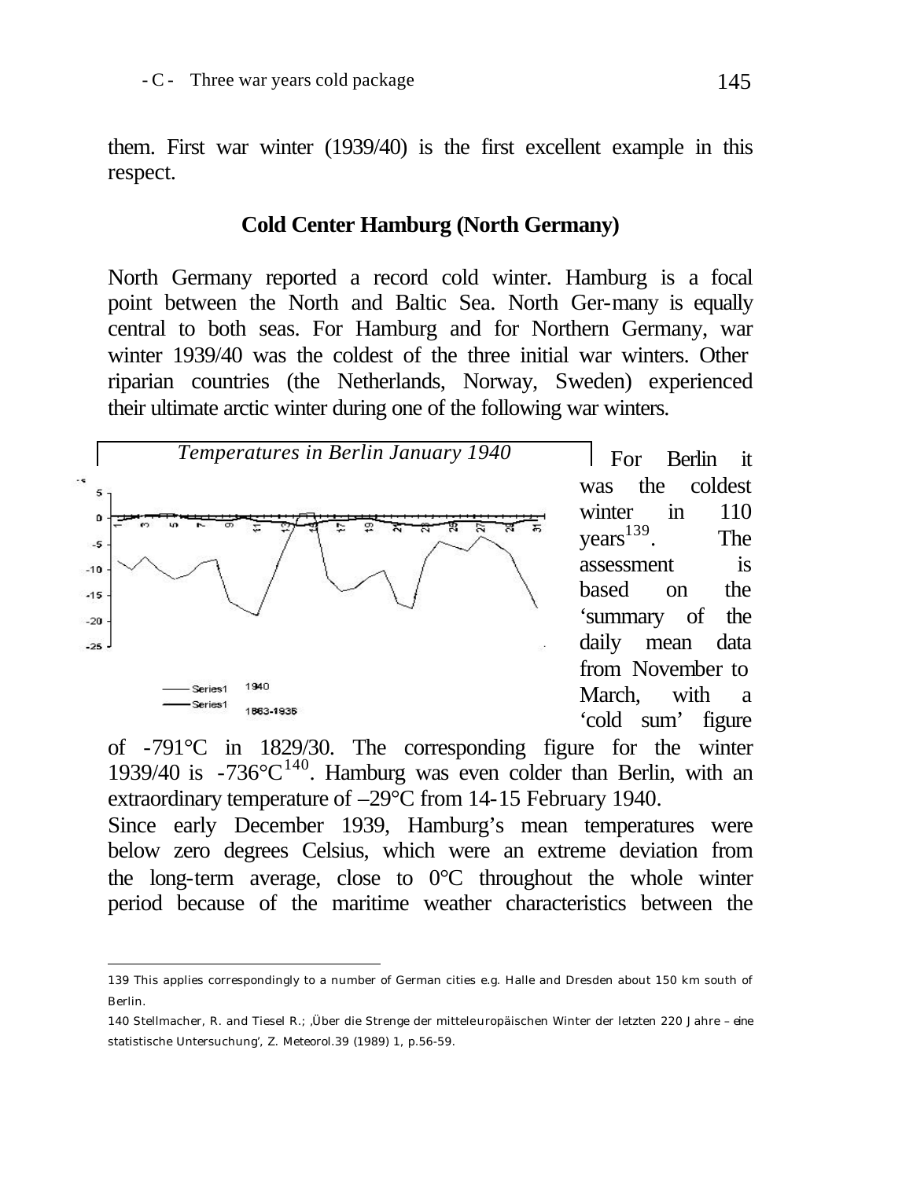them. First war winter (1939/40) is the first excellent example in this respect.

## Cold Center Hamburg (North Germany)

North Germany reported a record cold winter. Hamburg is a focal point between the North and Baltic Sea. North Ger-many is equally central to both seas. For Hamburg and for Northern Germany, war winter 1939/40 was the coldest of the three initial war winters. Other riparian countries (the Netherlands, Norway, Sweden) experienced their ultimate arctic winter during one of the following war winters.

*Temperatures in Berlin January 1940*

Series1 1940
Series1 1863-1935

For Berlin it was the coldest winter in 110 years[139]. The assessment is based on the 'summary of the daily mean data from November to March, with a 'cold sum' figure of -791°C in 1829/30. The corresponding figure for the winter 1939/40 is -736°C[140]. Hamburg was even colder than Berlin, with an extraordinary temperature of –29°C from 14-15 February 1940.

Since early December 1939, Hamburg's mean temperatures were below zero degrees Celsius, which were an extreme deviation from the long-term average, close to 0°C throughout the whole winter period because of the maritime weather characteristics between the

---

139 This applies correspondingly to a number of German cities e.g. Halle and Dresden about 150 km south of Berlin.

140 Stellmacher, R. and Tiesel R.; 'Über die Strenge der mitteleuropäischen Winter der letzten 220 Jahre – eine statistische Untersuchung', Z. Meteorol.39 (1989) 1, p.56-59.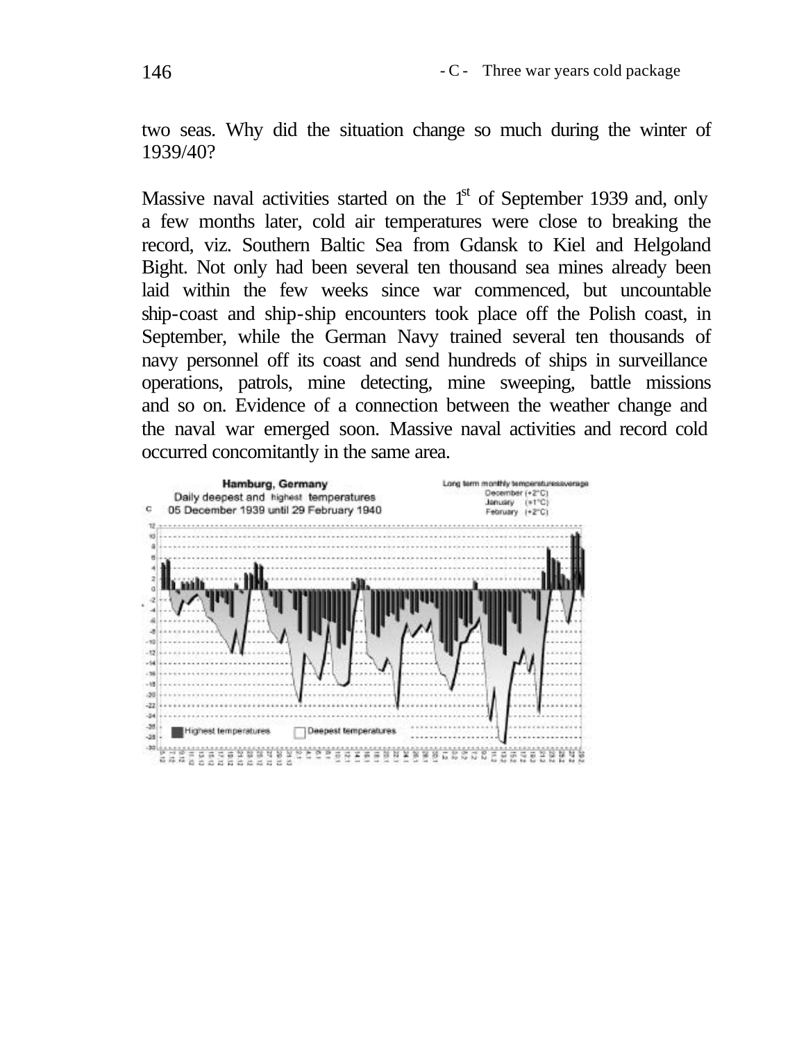two seas. Why did the situation change so much during the winter of 1939/40?

Massive naval activities started on the 1st of September 1939 and, only a few months later, cold air temperatures were close to breaking the record, viz. Southern Baltic Sea from Gdansk to Kiel and Helgoland Bight. Not only had been several ten thousand sea mines already been laid within the few weeks since war commenced, but uncountable ship-coast and ship-ship encounters took place off the Polish coast, in September, while the German Navy trained several ten thousands of navy personnel off its coast and send hundreds of ships in surveillance operations, patrols, mine detecting, mine sweeping, battle missions and so on. Evidence of a connection between the weather change and the naval war emerged soon. Massive naval activities and record cold occurred concomitantly in the same area.

Hamburg, Germany
Daily deepest and highest temperatures
05 December 1939 until 29 February 1940

Long term monthly temperatures average
December (+2°C)
January (+1°C)
February (+2°C)

C
12
10
8
6
4
2
0
-2
-4
-6
-8
-10
-12
-14
-16
-18
-20
-22
-24
-26
-28
-30

Highest temperatures
Deepest temperatures